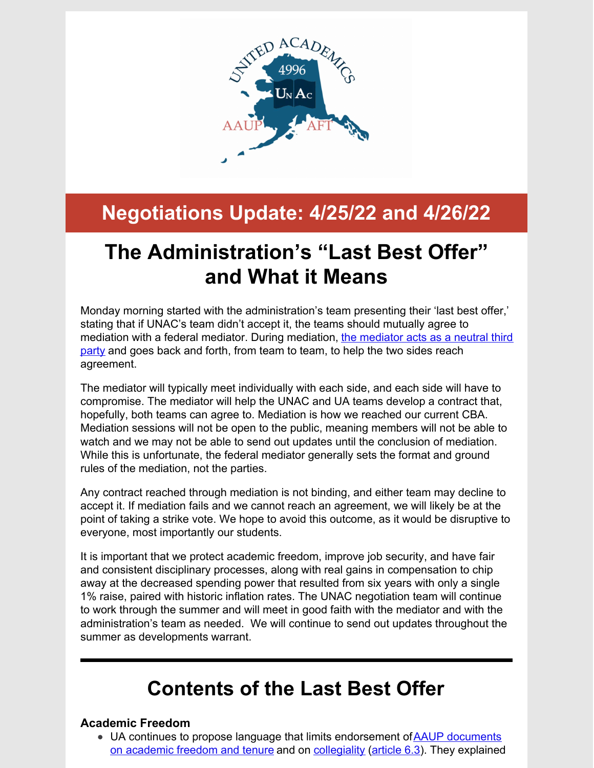## Negotiations Update: 4/25/22 and 4/26/22

# The Administration's "Last Best Offer" and What it Means

Monday morning started with the administration's team presenting their 'last best offer,' stating that if UNAC's team didn't accept it, the teams should mutually agree to mediation with a federal mediator. During mediation, [the mediator acts as a neutral third party]() and goes back and forth, from team to team, to help the two sides reach agreement.

The mediator will typically meet individually with each side, and each side will have to compromise. The mediator will help the UNAC and UA teams develop a contract that, hopefully, both teams can agree to. Mediation is how we reached our current CBA. Mediation sessions will not be open to the public, meaning members will not be able to watch and we may not be able to send out updates until the conclusion of mediation. While this is unfortunate, the federal mediator generally sets the format and ground rules of the mediation, not the parties.

Any contract reached through mediation is not binding, and either team may decline to accept it. If mediation fails and we cannot reach an agreement, we will likely be at the point of taking a strike vote. We hope to avoid this outcome, as it would be disruptive to everyone, most importantly our students.

It is important that we protect academic freedom, improve job security, and have fair and consistent disciplinary processes, along with real gains in compensation to chip away at the decreased spending power that resulted from six years with only a single 1% raise, paired with historic inflation rates. The UNAC negotiation team will continue to work through the summer and will meet in good faith with the mediator and with the administration's team as needed. We will continue to send out updates throughout the summer as developments warrant.

---

# Contents of the Last Best Offer

**Academic Freedom**

- UA continues to propose language that limits endorsement of [AAUP documents on academic freedom and tenure]() and on [collegiality]() ([article 6.3]()). They explained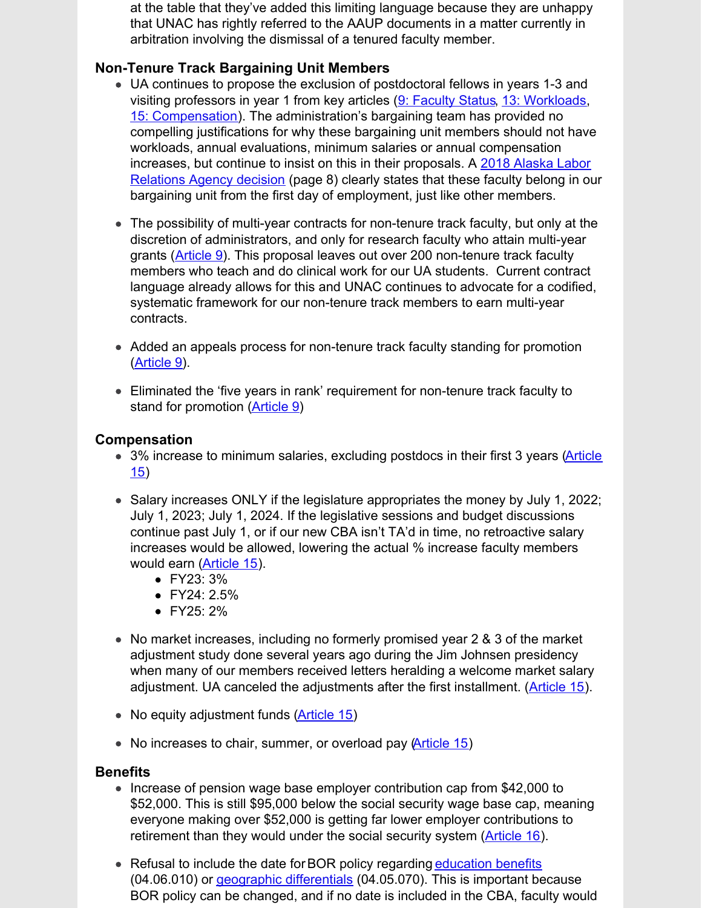at the table that they've added this limiting language because they are unhappy that UNAC has rightly referred to the AAUP documents in a matter currently in arbitration involving the dismissal of a tenured faculty member.

### Non-Tenure Track Bargaining Unit Members

- UA continues to propose the exclusion of postdoctoral fellows in years 1-3 and visiting professors in year 1 from key articles (9: Faculty Status, 13: Workloads, 15: Compensation). The administration's bargaining team has provided no compelling justifications for why these bargaining unit members should not have workloads, annual evaluations, minimum salaries or annual compensation increases, but continue to insist on this in their proposals. A 2018 Alaska Labor Relations Agency decision (page 8) clearly states that these faculty belong in our bargaining unit from the first day of employment, just like other members.
- The possibility of multi-year contracts for non-tenure track faculty, but only at the discretion of administrators, and only for research faculty who attain multi-year grants (Article 9). This proposal leaves out over 200 non-tenure track faculty members who teach and do clinical work for our UA students. Current contract language already allows for this and UNAC continues to advocate for a codified, systematic framework for our non-tenure track members to earn multi-year contracts.
- Added an appeals process for non-tenure track faculty standing for promotion (Article 9).
- Eliminated the 'five years in rank' requirement for non-tenure track faculty to stand for promotion (Article 9)

### Compensation

- 3% increase to minimum salaries, excluding postdocs in their first 3 years (Article 15)
- Salary increases ONLY if the legislature appropriates the money by July 1, 2022; July 1, 2023; July 1, 2024. If the legislative sessions and budget discussions continue past July 1, or if our new CBA isn't TA'd in time, no retroactive salary increases would be allowed, lowering the actual % increase faculty members would earn (Article 15).
  - FY23: 3%
  - FY24: 2.5%
  - FY25: 2%
- No market increases, including no formerly promised year 2 & 3 of the market adjustment study done several years ago during the Jim Johnsen presidency when many of our members received letters heralding a welcome market salary adjustment. UA canceled the adjustments after the first installment. (Article 15).
- No equity adjustment funds (Article 15)
- No increases to chair, summer, or overload pay (Article 15)

### Benefits

- Increase of pension wage base employer contribution cap from $42,000 to $52,000. This is still $95,000 below the social security wage base cap, meaning everyone making over $52,000 is getting far lower employer contributions to retirement than they would under the social security system (Article 16).
- Refusal to include the date for BOR policy regarding education benefits (04.06.010) or geographic differentials (04.05.070). This is important because BOR policy can be changed, and if no date is included in the CBA, faculty would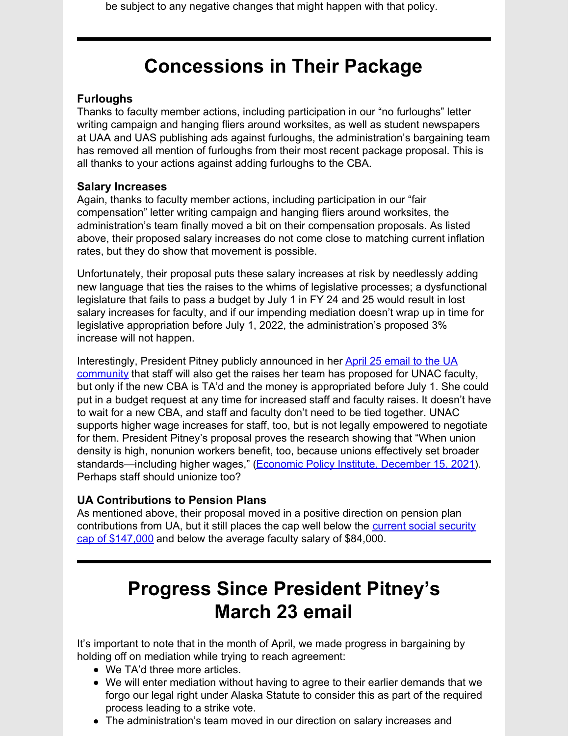be subject to any negative changes that might happen with that policy.

---

# Concessions in Their Package

**Furloughs**
Thanks to faculty member actions, including participation in our "no furloughs" letter writing campaign and hanging fliers around worksites, as well as student newspapers at UAA and UAS publishing ads against furloughs, the administration's bargaining team has removed all mention of furloughs from their most recent package proposal. This is all thanks to your actions against adding furloughs to the CBA.

**Salary Increases**
Again, thanks to faculty member actions, including participation in our "fair compensation" letter writing campaign and hanging fliers around worksites, the administration's team finally moved a bit on their compensation proposals. As listed above, their proposed salary increases do not come close to matching current inflation rates, but they do show that movement is possible.

Unfortunately, their proposal puts these salary increases at risk by needlessly adding new language that ties the raises to the whims of legislative processes; a dysfunctional legislature that fails to pass a budget by July 1 in FY 24 and 25 would result in lost salary increases for faculty, and if our impending mediation doesn't wrap up in time for legislative appropriation before July 1, 2022, the administration's proposed 3% increase will not happen.

Interestingly, President Pitney publicly announced in her April 25 email to the UA community that staff will also get the raises her team has proposed for UNAC faculty, but only if the new CBA is TA'd and the money is appropriated before July 1. She could put in a budget request at any time for increased staff and faculty raises. It doesn't have to wait for a new CBA, and staff and faculty don't need to be tied together. UNAC supports higher wage increases for staff, too, but is not legally empowered to negotiate for them. President Pitney's proposal proves the research showing that "When union density is high, nonunion workers benefit, too, because unions effectively set broader standards—including higher wages," (Economic Policy Institute, December 15, 2021). Perhaps staff should unionize too?

**UA Contributions to Pension Plans**
As mentioned above, their proposal moved in a positive direction on pension plan contributions from UA, but it still places the cap well below the current social security cap of $147,000 and below the average faculty salary of $84,000.

---

# Progress Since President Pitney's March 23 email

It's important to note that in the month of April, we made progress in bargaining by holding off on mediation while trying to reach agreement:

- We TA'd three more articles.
- We will enter mediation without having to agree to their earlier demands that we forgo our legal right under Alaska Statute to consider this as part of the required process leading to a strike vote.
- The administration's team moved in our direction on salary increases and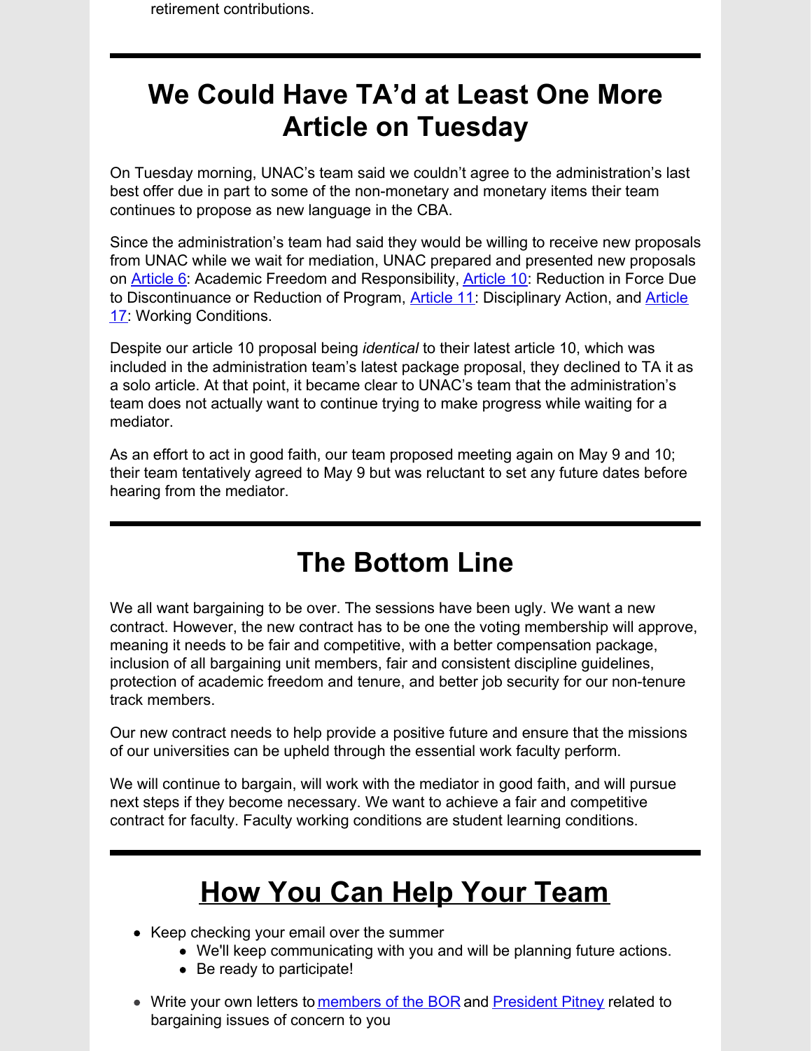retirement contributions.

---

# We Could Have TA'd at Least One More Article on Tuesday

On Tuesday morning, UNAC's team said we couldn't agree to the administration's last best offer due in part to some of the non-monetary and monetary items their team continues to propose as new language in the CBA.

Since the administration's team had said they would be willing to receive new proposals from UNAC while we wait for mediation, UNAC prepared and presented new proposals on Article 6: Academic Freedom and Responsibility, Article 10: Reduction in Force Due to Discontinuance or Reduction of Program, Article 11: Disciplinary Action, and Article 17: Working Conditions.

Despite our article 10 proposal being *identical* to their latest article 10, which was included in the administration team's latest package proposal, they declined to TA it as a solo article. At that point, it became clear to UNAC's team that the administration's team does not actually want to continue trying to make progress while waiting for a mediator.

As an effort to act in good faith, our team proposed meeting again on May 9 and 10; their team tentatively agreed to May 9 but was reluctant to set any future dates before hearing from the mediator.

---

# The Bottom Line

We all want bargaining to be over. The sessions have been ugly. We want a new contract. However, the new contract has to be one the voting membership will approve, meaning it needs to be fair and competitive, with a better compensation package, inclusion of all bargaining unit members, fair and consistent discipline guidelines, protection of academic freedom and tenure, and better job security for our non-tenure track members.

Our new contract needs to help provide a positive future and ensure that the missions of our universities can be upheld through the essential work faculty perform.

We will continue to bargain, will work with the mediator in good faith, and will pursue next steps if they become necessary. We want to achieve a fair and competitive contract for faculty. Faculty working conditions are student learning conditions.

---

# How You Can Help Your Team

- Keep checking your email over the summer
  - We'll keep communicating with you and will be planning future actions.
  - Be ready to participate!
- Write your own letters to members of the BOR and President Pitney related to bargaining issues of concern to you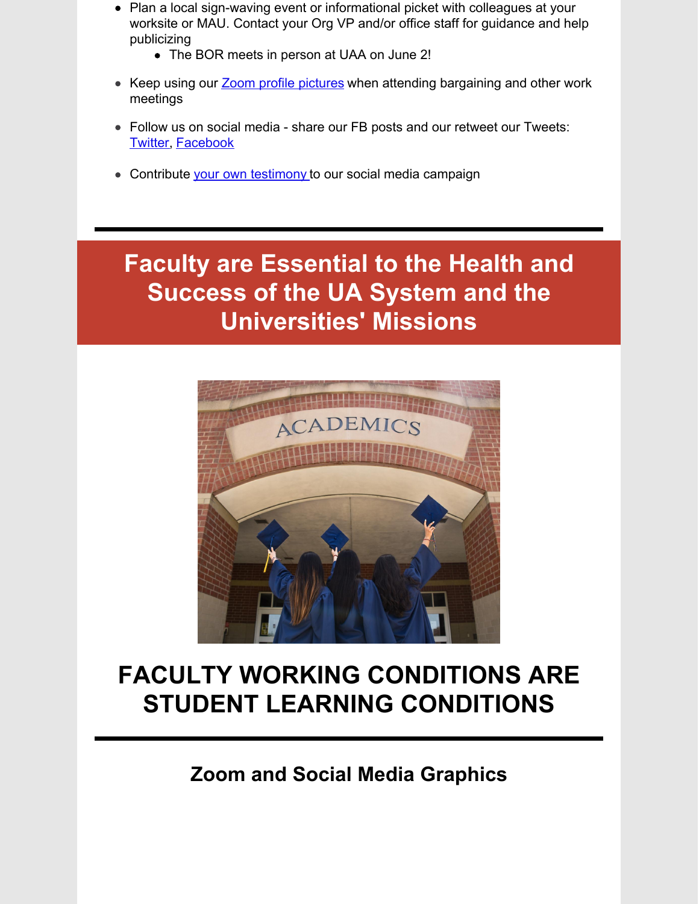- Plan a local sign-waving event or informational picket with colleagues at your worksite or MAU. Contact your Org VP and/or office staff for guidance and help publicizing
  - The BOR meets in person at UAA on June 2!
- Keep using our Zoom profile pictures when attending bargaining and other work meetings
- Follow us on social media - share our FB posts and our retweet our Tweets: Twitter, Facebook
- Contribute your own testimony to our social media campaign

---

## Faculty are Essential to the Health and Success of the UA System and the Universities' Missions

# FACULTY WORKING CONDITIONS ARE STUDENT LEARNING CONDITIONS

---

### Zoom and Social Media Graphics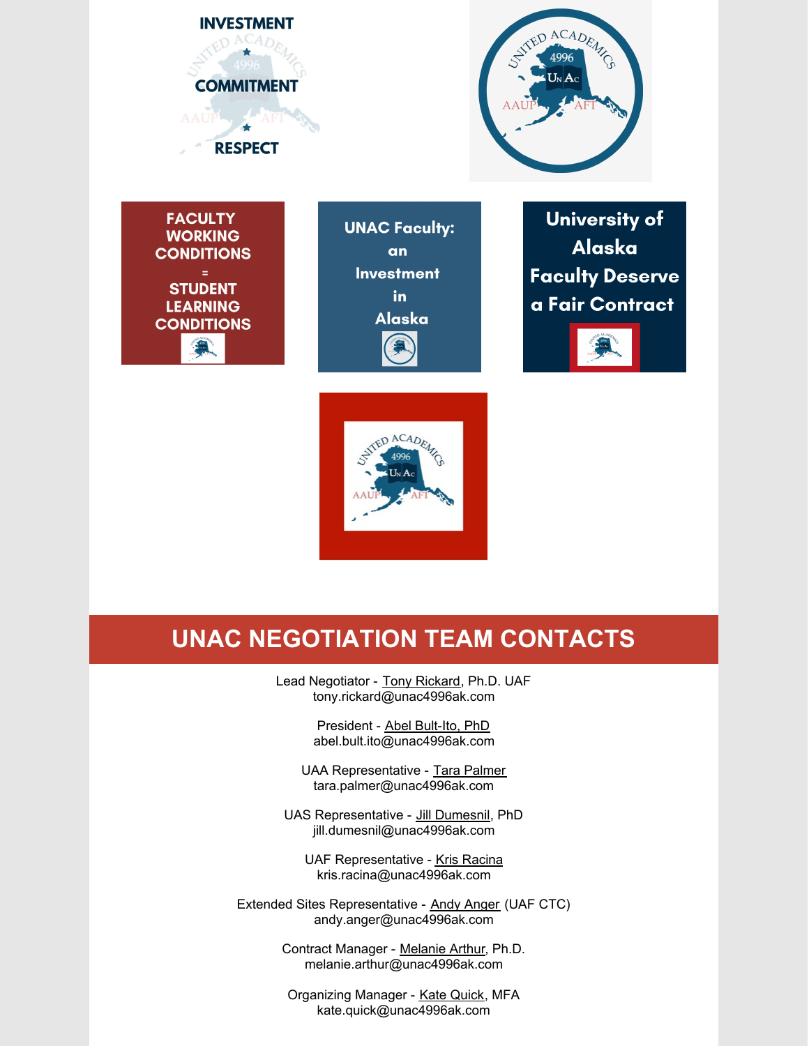INVESTMENT

COMMITMENT

RESPECT

FACULTY WORKING CONDITIONS = STUDENT LEARNING CONDITIONS

UNAC Faculty: an Investment in Alaska

University of Alaska Faculty Deserve a Fair Contract

## UNAC NEGOTIATION TEAM CONTACTS

Lead Negotiator - Tony Rickard, Ph.D. UAF
tony.rickard@unac4996ak.com

President - Abel Bult-Ito, PhD
abel.bult.ito@unac4996ak.com

UAA Representative - Tara Palmer
tara.palmer@unac4996ak.com

UAS Representative - Jill Dumesnil, PhD
jill.dumesnil@unac4996ak.com

UAF Representative - Kris Racina
kris.racina@unac4996ak.com

Extended Sites Representative - Andy Anger (UAF CTC)
andy.anger@unac4996ak.com

Contract Manager - Melanie Arthur, Ph.D.
melanie.arthur@unac4996ak.com

Organizing Manager - Kate Quick, MFA
kate.quick@unac4996ak.com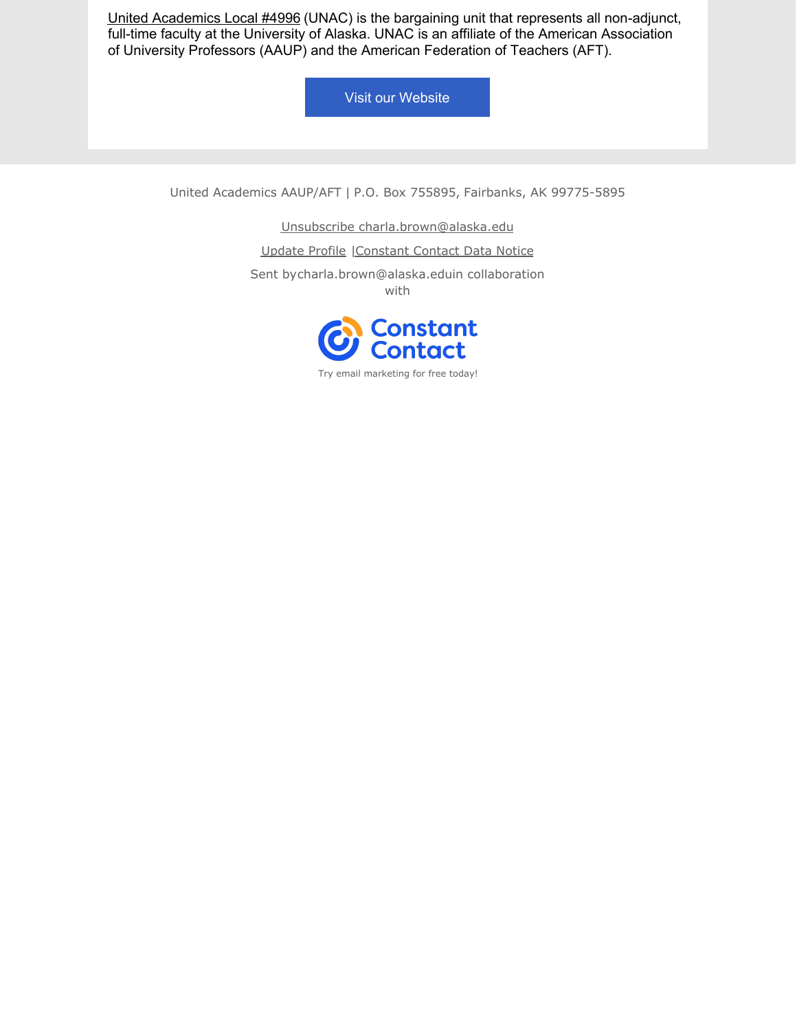United Academics Local #4996 (UNAC) is the bargaining unit that represents all non-adjunct, full-time faculty at the University of Alaska. UNAC is an affiliate of the American Association of University Professors (AAUP) and the American Federation of Teachers (AFT).

Visit our Website

United Academics AAUP/AFT | P.O. Box 755895, Fairbanks, AK 99775-5895

Unsubscribe charla.brown@alaska.edu

Update Profile |Constant Contact Data Notice

Sent bycharla.brown@alaska.eduin collaboration with

Constant Contact

Try email marketing for free today!